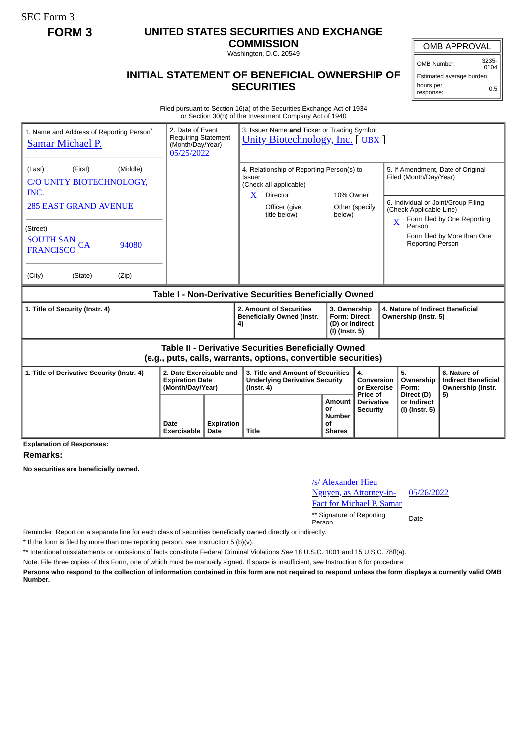SEC Form 3

# FORM 3

## UNITED STATES SECURITIES AND EXCHANGE COMMISSION

Washington, D.C. 20549

## INITIAL STATEMENT OF BENEFICIAL OWNERSHIP OF SECURITIES

| OMB APPROVAL | |
|---|---|
| OMB Number: | 3235-0104 |
| Estimated average burden | |
| hours per response: | 0.5 |

Filed pursuant to Section 16(a) of the Securities Exchange Act of 1934 or Section 30(h) of the Investment Company Act of 1940

1. Name and Address of Reporting Person*
Samar Michael P.

(Last) (First) (Middle)
C/O UNITY BIOTECHNOLOGY, INC.
285 EAST GRAND AVENUE

(Street)
SOUTH SAN FRANCISCO CA 94080

(City) (State) (Zip)

2. Date of Event Requiring Statement (Month/Day/Year)
05/25/2022

3. Issuer Name **and** Ticker or Trading Symbol
Unity Biotechnology, Inc. [ UBX ]

4. Relationship of Reporting Person(s) to Issuer (Check all applicable)
X Director
10% Owner
Officer (give title below)
Other (specify below)

5. If Amendment, Date of Original Filed (Month/Day/Year)

6. Individual or Joint/Group Filing (Check Applicable Line)
X Form filed by One Reporting Person
Form filed by More than One Reporting Person

### Table I - Non-Derivative Securities Beneficially Owned

| 1. Title of Security (Instr. 4) | 2. Amount of Securities Beneficially Owned (Instr. 4) | 3. Ownership Form: Direct (D) or Indirect (I) (Instr. 5) | 4. Nature of Indirect Beneficial Ownership (Instr. 5) |
|---|---|---|---|

### Table II - Derivative Securities Beneficially Owned (e.g., puts, calls, warrants, options, convertible securities)

| 1. Title of Derivative Security (Instr. 4) | 2. Date Exercisable and Expiration Date (Month/Day/Year) | | 3. Title and Amount of Securities Underlying Derivative Security (Instr. 4) | | 4. Conversion or Exercise Price of Derivative Security | 5. Ownership Form: Direct (D) or Indirect (I) (Instr. 5) | 6. Nature of Indirect Beneficial Ownership (Instr. 5) |
|---|---|---|---|---|---|---|---|
| | Date Exercisable | Expiration Date | Title | Amount or Number of Shares | | | |

**Explanation of Responses:**

**Remarks:**

**No securities are beneficially owned.**

/s/ Alexander Hieu Nguyen, as Attorney-in-Fact for Michael P. Samar — 05/26/2022

** Signature of Reporting Person — Date

Reminder: Report on a separate line for each class of securities beneficially owned directly or indirectly.

* If the form is filed by more than one reporting person, *see* Instruction 5 (b)(v).

** Intentional misstatements or omissions of facts constitute Federal Criminal Violations *See* 18 U.S.C. 1001 and 15 U.S.C. 78ff(a).

Note: File three copies of this Form, one of which must be manually signed. If space is insufficient, *see* Instruction 6 for procedure.

**Persons who respond to the collection of information contained in this form are not required to respond unless the form displays a currently valid OMB Number.**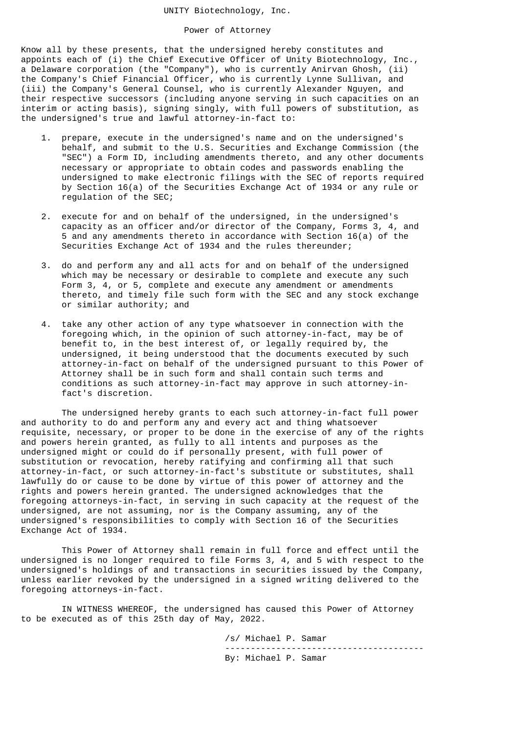UNITY Biotechnology, Inc.

Power of Attorney

Know all by these presents, that the undersigned hereby constitutes and appoints each of (i) the Chief Executive Officer of Unity Biotechnology, Inc., a Delaware corporation (the "Company"), who is currently Anirvan Ghosh, (ii) the Company's Chief Financial Officer, who is currently Lynne Sullivan, and (iii) the Company's General Counsel, who is currently Alexander Nguyen, and their respective successors (including anyone serving in such capacities on an interim or acting basis), signing singly, with full powers of substitution, as the undersigned's true and lawful attorney-in-fact to:

1. prepare, execute in the undersigned's name and on the undersigned's behalf, and submit to the U.S. Securities and Exchange Commission (the "SEC") a Form ID, including amendments thereto, and any other documents necessary or appropriate to obtain codes and passwords enabling the undersigned to make electronic filings with the SEC of reports required by Section 16(a) of the Securities Exchange Act of 1934 or any rule or regulation of the SEC;

2. execute for and on behalf of the undersigned, in the undersigned's capacity as an officer and/or director of the Company, Forms 3, 4, and 5 and any amendments thereto in accordance with Section 16(a) of the Securities Exchange Act of 1934 and the rules thereunder;

3. do and perform any and all acts for and on behalf of the undersigned which may be necessary or desirable to complete and execute any such Form 3, 4, or 5, complete and execute any amendment or amendments thereto, and timely file such form with the SEC and any stock exchange or similar authority; and

4. take any other action of any type whatsoever in connection with the foregoing which, in the opinion of such attorney-in-fact, may be of benefit to, in the best interest of, or legally required by, the undersigned, it being understood that the documents executed by such attorney-in-fact on behalf of the undersigned pursuant to this Power of Attorney shall be in such form and shall contain such terms and conditions as such attorney-in-fact may approve in such attorney-in-fact's discretion.

The undersigned hereby grants to each such attorney-in-fact full power and authority to do and perform any and every act and thing whatsoever requisite, necessary, or proper to be done in the exercise of any of the rights and powers herein granted, as fully to all intents and purposes as the undersigned might or could do if personally present, with full power of substitution or revocation, hereby ratifying and confirming all that such attorney-in-fact, or such attorney-in-fact's substitute or substitutes, shall lawfully do or cause to be done by virtue of this power of attorney and the rights and powers herein granted. The undersigned acknowledges that the foregoing attorneys-in-fact, in serving in such capacity at the request of the undersigned, are not assuming, nor is the Company assuming, any of the undersigned's responsibilities to comply with Section 16 of the Securities Exchange Act of 1934.

This Power of Attorney shall remain in full force and effect until the undersigned is no longer required to file Forms 3, 4, and 5 with respect to the undersigned's holdings of and transactions in securities issued by the Company, unless earlier revoked by the undersigned in a signed writing delivered to the foregoing attorneys-in-fact.

IN WITNESS WHEREOF, the undersigned has caused this Power of Attorney to be executed as of this 25th day of May, 2022.

/s/ Michael P. Samar

---------------------------------------

By: Michael P. Samar